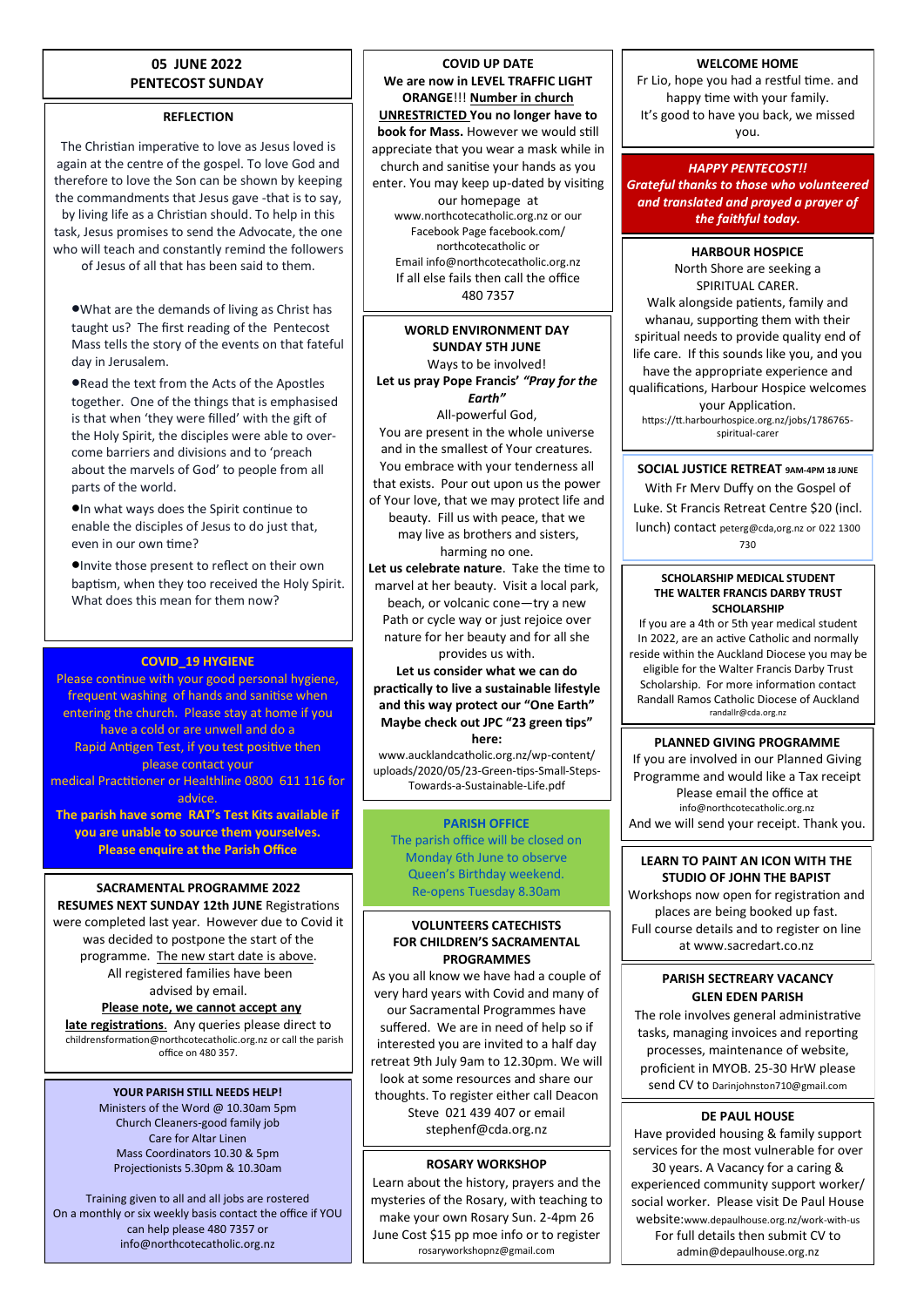## 05 JUNE 2022
## PENTECOST SUNDAY

### REFLECTION

The Christian imperative to love as Jesus loved is again at the centre of the gospel. To love God and therefore to love the Son can be shown by keeping the commandments that Jesus gave -that is to say, by living life as a Christian should. To help in this task, Jesus promises to send the Advocate, the one who will teach and constantly remind the followers of Jesus of all that has been said to them.

- What are the demands of living as Christ has taught us? The first reading of the Pentecost Mass tells the story of the events on that fateful day in Jerusalem.
- Read the text from the Acts of the Apostles together. One of the things that is emphasised is that when 'they were filled' with the gift of the Holy Spirit, the disciples were able to overcome barriers and divisions and to 'preach about the marvels of God' to people from all parts of the world.
- In what ways does the Spirit continue to enable the disciples of Jesus to do just that, even in our own time?
- Invite those present to reflect on their own baptism, when they too received the Holy Spirit. What does this mean for them now?

### COVID_19 HYGIENE

Please continue with your good personal hygiene, frequent washing of hands and sanitise when entering the church. Please stay at home if you have a cold or are unwell and do a Rapid Antigen Test, if you test positive then please contact your medical Practitioner or Healthline 0800 611 116 for advice.

**The parish have some RAT's Test Kits available if you are unable to source them yourselves. Please enquire at the Parish Office**

### SACRAMENTAL PROGRAMME 2022

**RESUMES NEXT SUNDAY 12th JUNE** Registrations were completed last year. However due to Covid it was decided to postpone the start of the programme. The new start date is above. All registered families have been advised by email.

**Please note, we cannot accept any late registrations.** Any queries please direct to childrensformation@northcotecatholic.org.nz or call the parish office on 480 357.

### YOUR PARISH STILL NEEDS HELP!

Ministers of the Word @ 10.30am 5pm
Church Cleaners-good family job
Care for Altar Linen
Mass Coordinators 10.30 & 5pm
Projectionists 5.30pm & 10.30am

Training given to all and all jobs are rostered On a monthly or six weekly basis contact the office if YOU can help please 480 7357 or info@northcotecatholic.org.nz

### COVID UP DATE

**We are now in LEVEL TRAFFIC LIGHT ORANGE!!! Number in church UNRESTRICTED You no longer have to book for Mass.** However we would still appreciate that you wear a mask while in church and sanitise your hands as you enter. You may keep up-dated by visiting our homepage at www.northcotecatholic.org.nz or our Facebook Page facebook.com/northcotecatholic or Email info@northcotecatholic.org.nz If all else fails then call the office 480 7357

### WORLD ENVIRONMENT DAY SUNDAY 5TH JUNE

Ways to be involved!

**Let us pray Pope Francis' *"Pray for the Earth"***

All-powerful God,
You are present in the whole universe and in the smallest of Your creatures. You embrace with your tenderness all that exists. Pour out upon us the power of Your love, that we may protect life and beauty. Fill us with peace, that we may live as brothers and sisters, harming no one.

**Let us celebrate nature**. Take the time to marvel at her beauty. Visit a local park, beach, or volcanic cone—try a new Path or cycle way or just rejoice over nature for her beauty and for all she provides us with.

**Let us consider what we can do practically to live a sustainable lifestyle and this way protect our "One Earth" Maybe check out JPC "23 green tips" here:**

www.aucklandcatholic.org.nz/wp-content/uploads/2020/05/23-Green-tips-Small-Steps-Towards-a-Sustainable-Life.pdf

### PARISH OFFICE

The parish office will be closed on Monday 6th June to observe Queen's Birthday weekend. Re-opens Tuesday 8.30am

### VOLUNTEERS CATECHISTS FOR CHILDREN'S SACRAMENTAL PROGRAMMES

As you all know we have had a couple of very hard years with Covid and many of our Sacramental Programmes have suffered. We are in need of help so if interested you are invited to a half day retreat 9th July 9am to 12.30pm. We will look at some resources and share our thoughts. To register either call Deacon Steve 021 439 407 or email stephenf@cda.org.nz

### ROSARY WORKSHOP

Learn about the history, prayers and the mysteries of the Rosary, with teaching to make your own Rosary Sun. 2-4pm 26 June Cost $15 pp moe info or to register rosaryworkshopnz@gmail.com

### WELCOME HOME

Fr Lio, hope you had a restful time. and happy time with your family. It's good to have you back, we missed you.

***HAPPY PENTECOST!!***
***Grateful thanks to those who volunteered and translated and prayed a prayer of the faithful today.***

### HARBOUR HOSPICE

North Shore are seeking a SPIRITUAL CARER.
Walk alongside patients, family and whanau, supporting them with their spiritual needs to provide quality end of life care. If this sounds like you, and you have the appropriate experience and qualifications, Harbour Hospice welcomes your Application.
https://tt.harbourhospice.org.nz/jobs/1786765-spiritual-carer

### SOCIAL JUSTICE RETREAT 9AM-4PM 18 JUNE

With Fr Merv Duffy on the Gospel of Luke. St Francis Retreat Centre $20 (incl. lunch) contact peterg@cda,org.nz or 022 1300 730

### SCHOLARSHIP MEDICAL STUDENT THE WALTER FRANCIS DARBY TRUST SCHOLARSHIP

If you are a 4th or 5th year medical student In 2022, are an active Catholic and normally reside within the Auckland Diocese you may be eligible for the Walter Francis Darby Trust Scholarship. For more information contact Randall Ramos Catholic Diocese of Auckland randallr@cda.org.nz

### PLANNED GIVING PROGRAMME

If you are involved in our Planned Giving Programme and would like a Tax receipt Please email the office at info@northcotecatholic.org.nz And we will send your receipt. Thank you.

### LEARN TO PAINT AN ICON WITH THE STUDIO OF JOHN THE BAPIST

Workshops now open for registration and places are being booked up fast. Full course details and to register on line at www.sacredart.co.nz

### PARISH SECTREARY VACANCY GLEN EDEN PARISH

The role involves general administrative tasks, managing invoices and reporting processes, maintenance of website, proficient in MYOB. 25-30 HrW please send CV to Darinjohnston710@gmail.com

### DE PAUL HOUSE

Have provided housing & family support services for the most vulnerable for over 30 years. A Vacancy for a caring & experienced community support worker/ social worker. Please visit De Paul House website:www.depaulhouse.org.nz/work-with-us For full details then submit CV to admin@depaulhouse.org.nz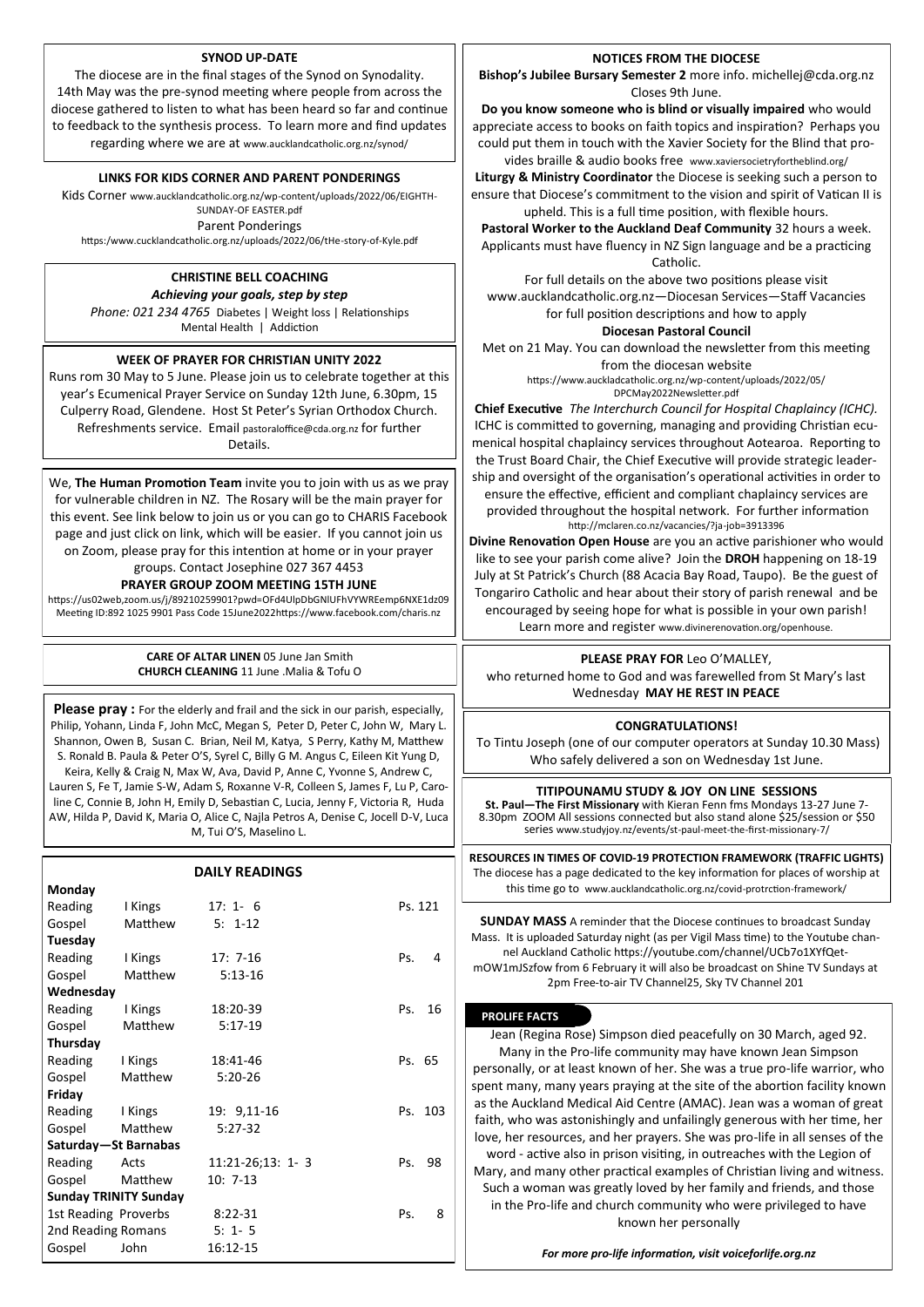## SYNOD UP-DATE

The diocese are in the final stages of the Synod on Synodality. 14th May was the pre-synod meeting where people from across the diocese gathered to listen to what has been heard so far and continue to feedback to the synthesis process. To learn more and find updates regarding where we are at www.aucklandcatholic.org.nz/synod/

## LINKS FOR KIDS CORNER AND PARENT PONDERINGS

Kids Corner www.aucklandcatholic.org.nz/wp-content/uploads/2022/06/EIGHTH-SUNDAY-OF EASTER.pdf

Parent Ponderings

https:/www.cucklandcatholic.org.nz/uploads/2022/06/tHe-story-of-Kyle.pdf

## CHRISTINE BELL COACHING

***Achieving your goals, step by step***

*Phone: 021 234 4765* Diabetes | Weight loss | Relationships Mental Health | Addiction

## WEEK OF PRAYER FOR CHRISTIAN UNITY 2022

Runs rom 30 May to 5 June. Please join us to celebrate together at this year's Ecumenical Prayer Service on Sunday 12th June, 6.30pm, 15 Culperry Road, Glendene. Host St Peter's Syrian Orthodox Church. Refreshments service. Email pastoraloffice@cda.org.nz for further Details.

We, **The Human Promotion Team** invite you to join with us as we pray for vulnerable children in NZ. The Rosary will be the main prayer for this event. See link below to join us or you can go to CHARIS Facebook page and just click on link, which will be easier. If you cannot join us on Zoom, please pray for this intention at home or in your prayer groups. Contact Josephine 027 367 4453

**PRAYER GROUP ZOOM MEETING 15TH JUNE**

https://us02web,zoom.us/j/89210259901?pwd=OFd4UlpDbGNIUFhVYWREemp6NXE1dz09 Meeting ID:892 1025 9901 Pass Code 15June2022https://www.facebook.com/charis.nz

**CARE OF ALTAR LINEN** 05 June Jan Smith
**CHURCH CLEANING** 11 June .Malia & Tofu O

**Please pray :** For the elderly and frail and the sick in our parish, especially, Philip, Yohann, Linda F, John McC, Megan S, Peter D, Peter C, John W, Mary L. Shannon, Owen B, Susan C. Brian, Neil M, Katya, S Perry, Kathy M, Matthew S. Ronald B. Paula & Peter O'S, Syrel C, Billy G M. Angus C, Eileen Kit Yung D, Keira, Kelly & Craig N, Max W, Ava, David P, Anne C, Yvonne S, Andrew C, Lauren S, Fe T, Jamie S-W, Adam S, Roxanne V-R, Colleen S, James F, Lu P, Caroline C, Connie B, John H, Emily D, Sebastian C, Lucia, Jenny F, Victoria R, Huda AW, Hilda P, David K, Maria O, Alice C, Najla Petros A, Denise C, Jocell D-V, Luca M, Tui O'S, Maselino L.

## DAILY READINGS

| | | | |
|---|---|---|---|
| **Monday** | | | |
| Reading | I Kings | 17: 1- 6 | Ps. 121 |
| Gospel | Matthew | 5: 1-12 | |
| **Tuesday** | | | |
| Reading | I Kings | 17: 7-16 | Ps. 4 |
| Gospel | Matthew | 5:13-16 | |
| **Wednesday** | | | |
| Reading | I Kings | 18:20-39 | Ps. 16 |
| Gospel | Matthew | 5:17-19 | |
| **Thursday** | | | |
| Reading | I Kings | 18:41-46 | Ps. 65 |
| Gospel | Matthew | 5:20-26 | |
| **Friday** | | | |
| Reading | I Kings | 19: 9,11-16 | Ps. 103 |
| Gospel | Matthew | 5:27-32 | |
| **Saturday—St Barnabas** | | | |
| Reading | Acts | 11:21-26;13: 1- 3 | Ps. 98 |
| Gospel | Matthew | 10: 7-13 | |
| **Sunday TRINITY Sunday** | | | |
| 1st Reading | Proverbs | 8:22-31 | Ps. 8 |
| 2nd Reading | Romans | 5: 1- 5 | |
| Gospel | John | 16:12-15 | |

## NOTICES FROM THE DIOCESE

**Bishop's Jubilee Bursary Semester 2** more info. michellej@cda.org.nz Closes 9th June.

**Do you know someone who is blind or visually impaired** who would appreciate access to books on faith topics and inspiration? Perhaps you could put them in touch with the Xavier Society for the Blind that provides braille & audio books free www.xaviersocietryfortheblind.org/

**Liturgy & Ministry Coordinator** the Diocese is seeking such a person to ensure that Diocese's commitment to the vision and spirit of Vatican II is upheld. This is a full time position, with flexible hours.

**Pastoral Worker to the Auckland Deaf Community** 32 hours a week. Applicants must have fluency in NZ Sign language and be a practicing Catholic.

For full details on the above two positions please visit www.aucklandcatholic.org.nz—Diocesan Services—Staff Vacancies for full position descriptions and how to apply

**Diocesan Pastoral Council**

Met on 21 May. You can download the newsletter from this meeting from the diocesan website
https://www.auckladcatholic.org.nz/wp-content/uploads/2022/05/DPCMay2022Newsletter.pdf

**Chief Executive** *The Interchurch Council for Hospital Chaplaincy (ICHC).* ICHC is committed to governing, managing and providing Christian ecumenical hospital chaplaincy services throughout Aotearoa. Reporting to the Trust Board Chair, the Chief Executive will provide strategic leadership and oversight of the organisation's operational activities in order to ensure the effective, efficient and compliant chaplaincy services are provided throughout the hospital network. For further information http://mclaren.co.nz/vacancies/?ja-job=3913396

**Divine Renovation Open House** are you an active parishioner who would like to see your parish come alive? Join the **DROH** happening on 18-19 July at St Patrick's Church (88 Acacia Bay Road, Taupo). Be the guest of Tongariro Catholic and hear about their story of parish renewal and be encouraged by seeing hope for what is possible in your own parish! Learn more and register www.divinerenovation.org/openhouse.

**PLEASE PRAY FOR** Leo O'MALLEY, who returned home to God and was farewelled from St Mary's last Wednesday **MAY HE REST IN PEACE**

## CONGRATULATIONS!

To Tintu Joseph (one of our computer operators at Sunday 10.30 Mass) Who safely delivered a son on Wednesday 1st June.

## TITIPOUNAMU STUDY & JOY ON LINE SESSIONS

**St. Paul—The First Missionary** with Kieran Fenn fms Mondays 13-27 June 7-8.30pm ZOOM All sessions connected but also stand alone $25/session or $50 series www.studyjoy.nz/events/st-paul-meet-the-first-missionary-7/

**RESOURCES IN TIMES OF COVID-19 PROTECTION FRAMEWORK (TRAFFIC LIGHTS)**
The diocese has a page dedicated to the key information for places of worship at this time go to www.aucklandcatholic.org.nz/covid-protrction-framework/

**SUNDAY MASS** A reminder that the Diocese continues to broadcast Sunday Mass. It is uploaded Saturday night (as per Vigil Mass time) to the Youtube channel Auckland Catholic https://youtube.com/channel/UCb7o1XYfQet-mOW1mJSzfow from 6 February it will also be broadcast on Shine TV Sundays at 2pm Free-to-air TV Channel25, Sky TV Channel 201

## PROLIFE FACTS

Jean (Regina Rose) Simpson died peacefully on 30 March, aged 92. Many in the Pro-life community may have known Jean Simpson personally, or at least known of her. She was a true pro-life warrior, who spent many, many years praying at the site of the abortion facility known as the Auckland Medical Aid Centre (AMAC). Jean was a woman of great faith, who was astonishingly and unfailingly generous with her time, her love, her resources, and her prayers. She was pro-life in all senses of the word - active also in prison visiting, in outreaches with the Legion of Mary, and many other practical examples of Christian living and witness. Such a woman was greatly loved by her family and friends, and those in the Pro-life and church community who were privileged to have known her personally

***For more pro-life information, visit voiceforlife.org.nz***